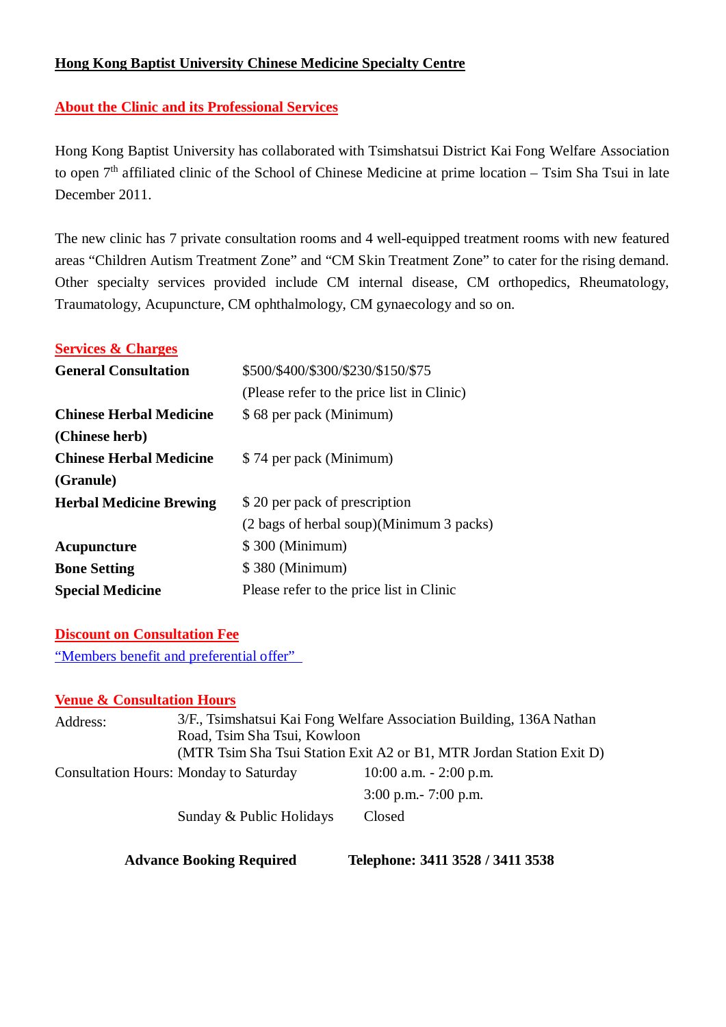# Hong Kong Baptist University Chinese Medicine Specialty Centre

## About the Clinic and its Professional Services

Hong Kong Baptist University has collaborated with Tsimshatsui District Kai Fong Welfare Association to open 7th affiliated clinic of the School of Chinese Medicine at prime location – Tsim Sha Tsui in late December 2011.

The new clinic has 7 private consultation rooms and 4 well-equipped treatment rooms with new featured areas "Children Autism Treatment Zone" and "CM Skin Treatment Zone" to cater for the rising demand. Other specialty services provided include CM internal disease, CM orthopedics, Rheumatology, Traumatology, Acupuncture, CM ophthalmology, CM gynaecology and so on.

## Services & Charges

| | |
|---|---|
| **General Consultation** | $500/$400/$300/$230/$150/$75 (Please refer to the price list in Clinic) |
| **Chinese Herbal Medicine (Chinese herb)** | $ 68 per pack (Minimum) |
| **Chinese Herbal Medicine (Granule)** | $ 74 per pack (Minimum) |
| **Herbal Medicine Brewing** | $ 20 per pack of prescription (2 bags of herbal soup)(Minimum 3 packs) |
| **Acupuncture** | $ 300 (Minimum) |
| **Bone Setting** | $ 380 (Minimum) |
| **Special Medicine** | Please refer to the price list in Clinic |

## Discount on Consultation Fee

"Members benefit and preferential offer"

## Venue & Consultation Hours

| | | |
|---|---|---|
| Address: | 3/F., Tsimshatsui Kai Fong Welfare Association Building, 136A Nathan Road, Tsim Sha Tsui, Kowloon (MTR Tsim Sha Tsui Station Exit A2 or B1, MTR Jordan Station Exit D) | |
| Consultation Hours: | Monday to Saturday | 10:00 a.m. - 2:00 p.m. |
| | | 3:00 p.m.- 7:00 p.m. |
| | Sunday & Public Holidays | Closed |

**Advance Booking Required** **Telephone: 3411 3528 / 3411 3538**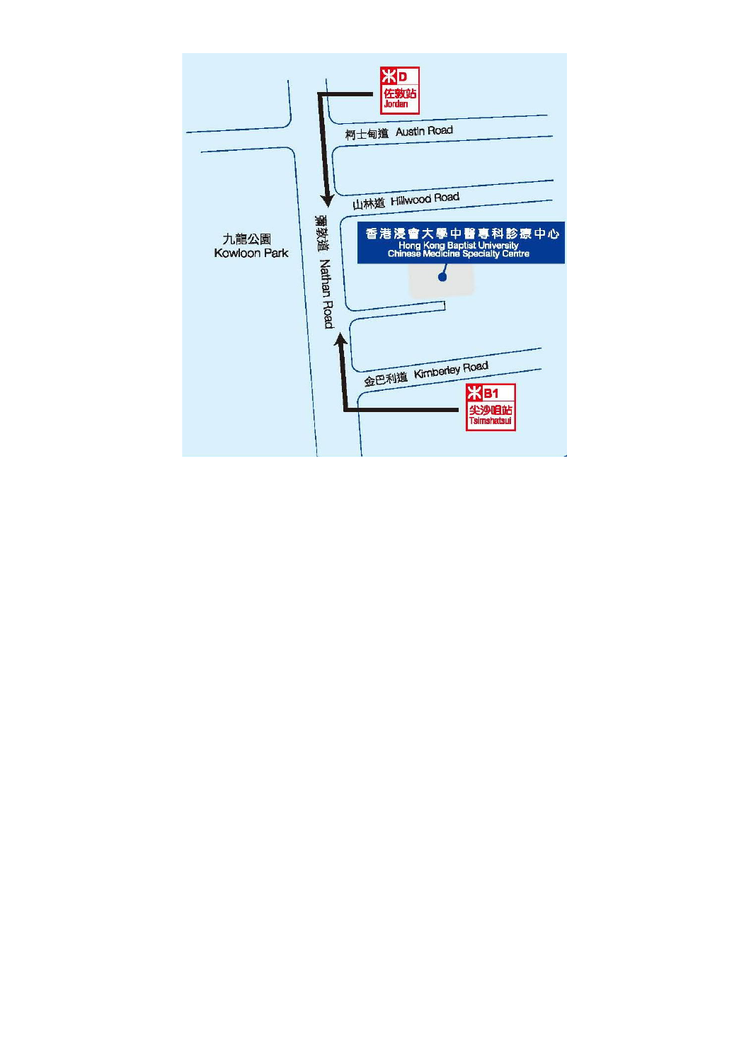D
佐敦站
Jordan

柯士甸道 Austin Road

山林道 Hillwood Road

九龍公園
Kowloon Park

彌敦道 Nathan Road

香港浸會大學中醫專科診療中心
Hong Kong Baptist University
Chinese Medicine Specialty Centre

金巴利道 Kimberley Road

B1
尖沙咀站
Tsimshatsui